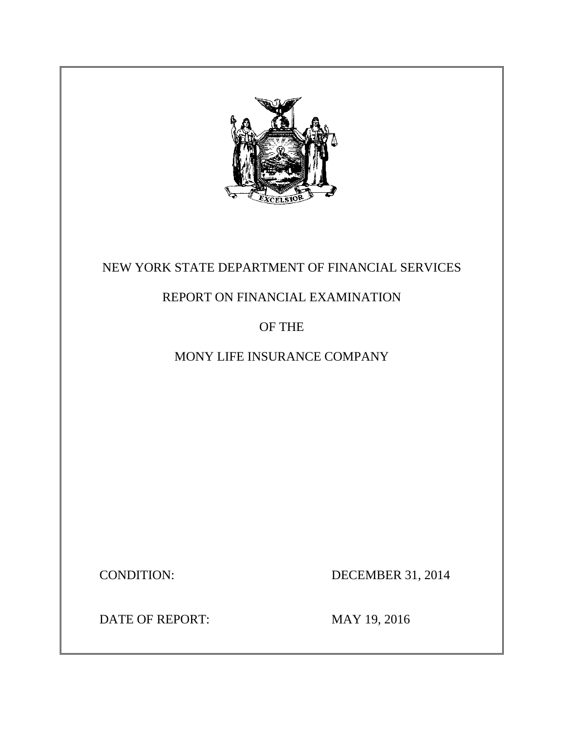NEW YORK STATE DEPARTMENT OF FINANCIAL SERVICES

REPORT ON FINANCIAL EXAMINATION

OF THE

MONY LIFE INSURANCE COMPANY

CONDITION: DECEMBER 31, 2014

DATE OF REPORT: MAY 19, 2016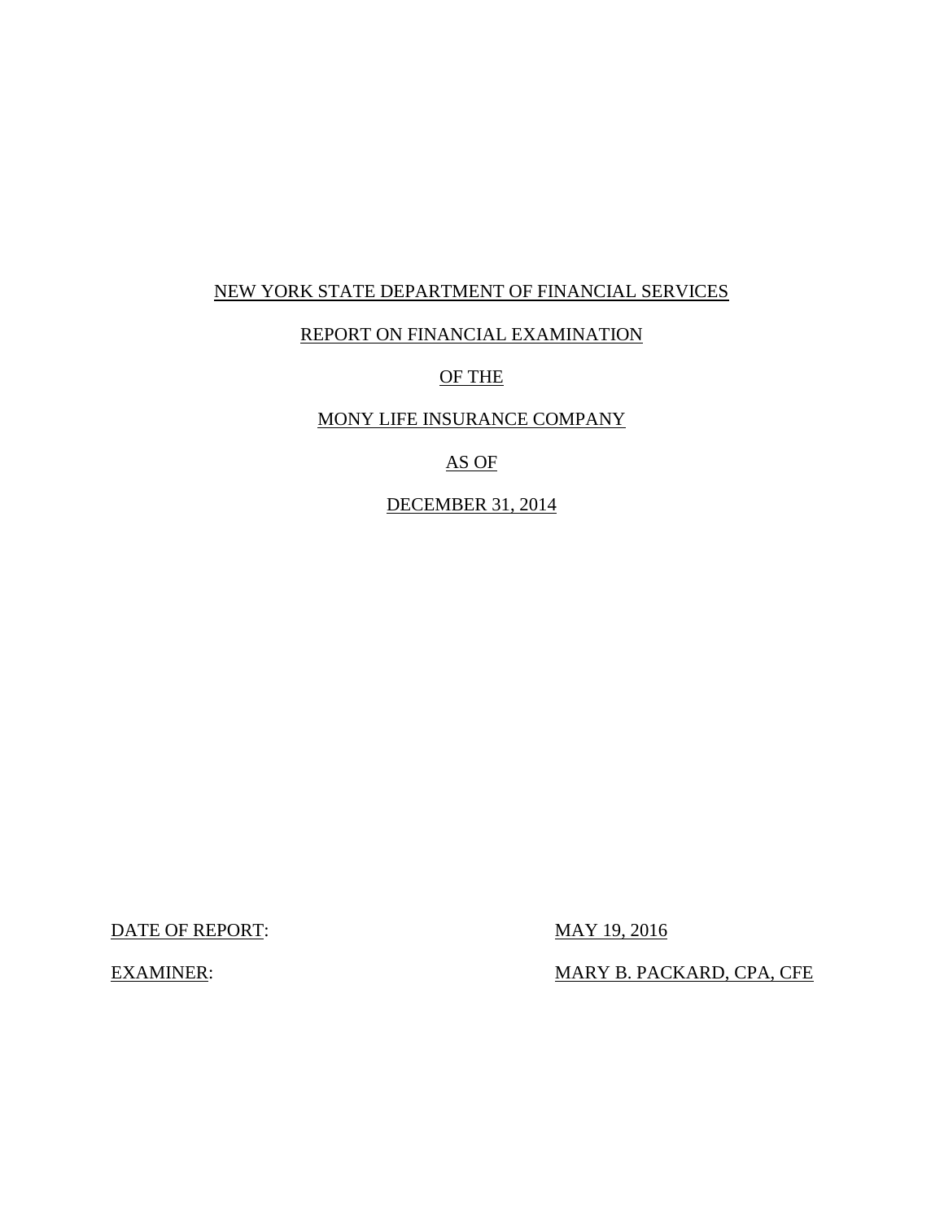NEW YORK STATE DEPARTMENT OF FINANCIAL SERVICES

REPORT ON FINANCIAL EXAMINATION

OF THE

MONY LIFE INSURANCE COMPANY

AS OF

DECEMBER 31, 2014

DATE OF REPORT: MAY 19, 2016

EXAMINER: MARY B. PACKARD, CPA, CFE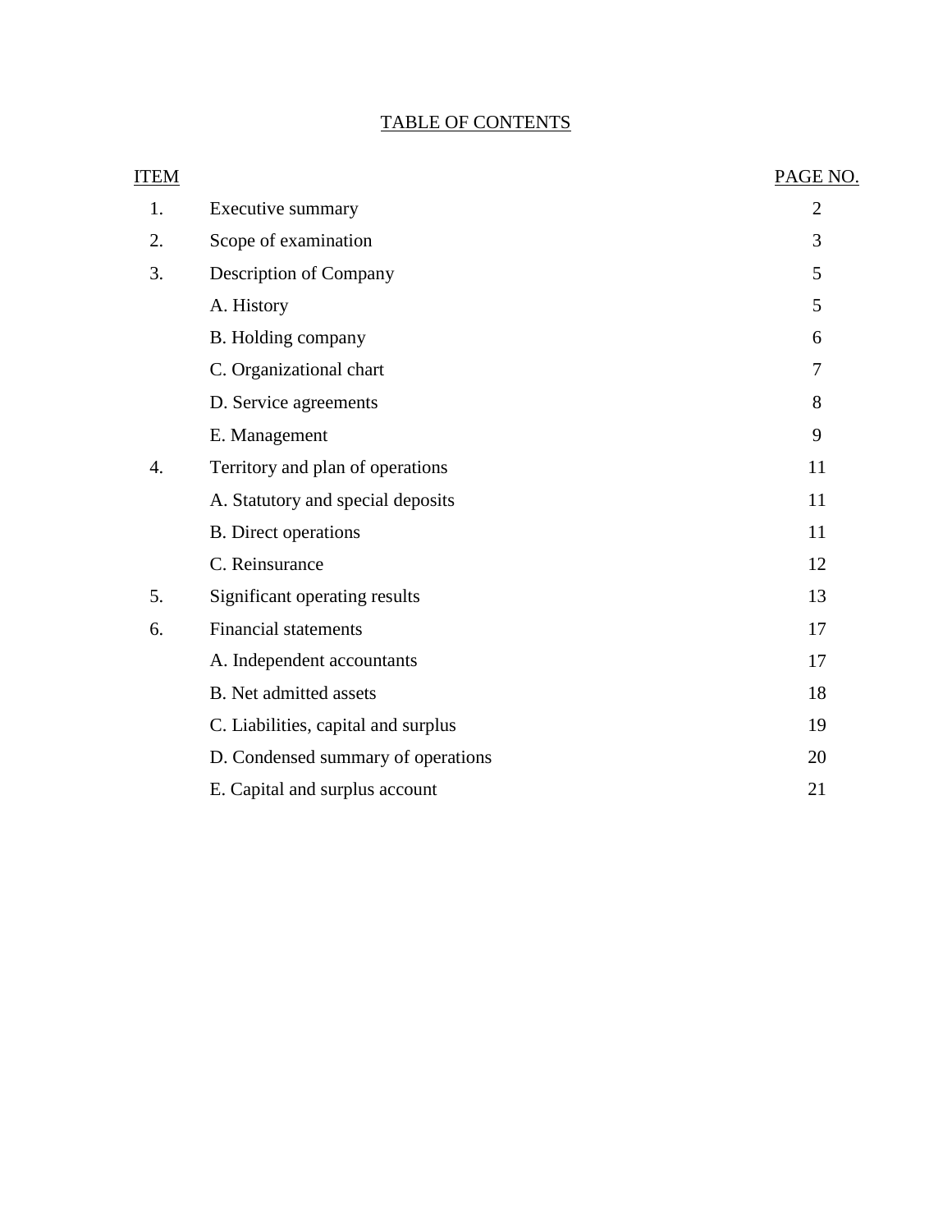# TABLE OF CONTENTS

| ITEM | | PAGE NO. |
|---|---|---|
| 1. | Executive summary | 2 |
| 2. | Scope of examination | 3 |
| 3. | Description of Company | 5 |
| | A. History | 5 |
| | B. Holding company | 6 |
| | C. Organizational chart | 7 |
| | D. Service agreements | 8 |
| | E. Management | 9 |
| 4. | Territory and plan of operations | 11 |
| | A. Statutory and special deposits | 11 |
| | B. Direct operations | 11 |
| | C. Reinsurance | 12 |
| 5. | Significant operating results | 13 |
| 6. | Financial statements | 17 |
| | A. Independent accountants | 17 |
| | B. Net admitted assets | 18 |
| | C. Liabilities, capital and surplus | 19 |
| | D. Condensed summary of operations | 20 |
| | E. Capital and surplus account | 21 |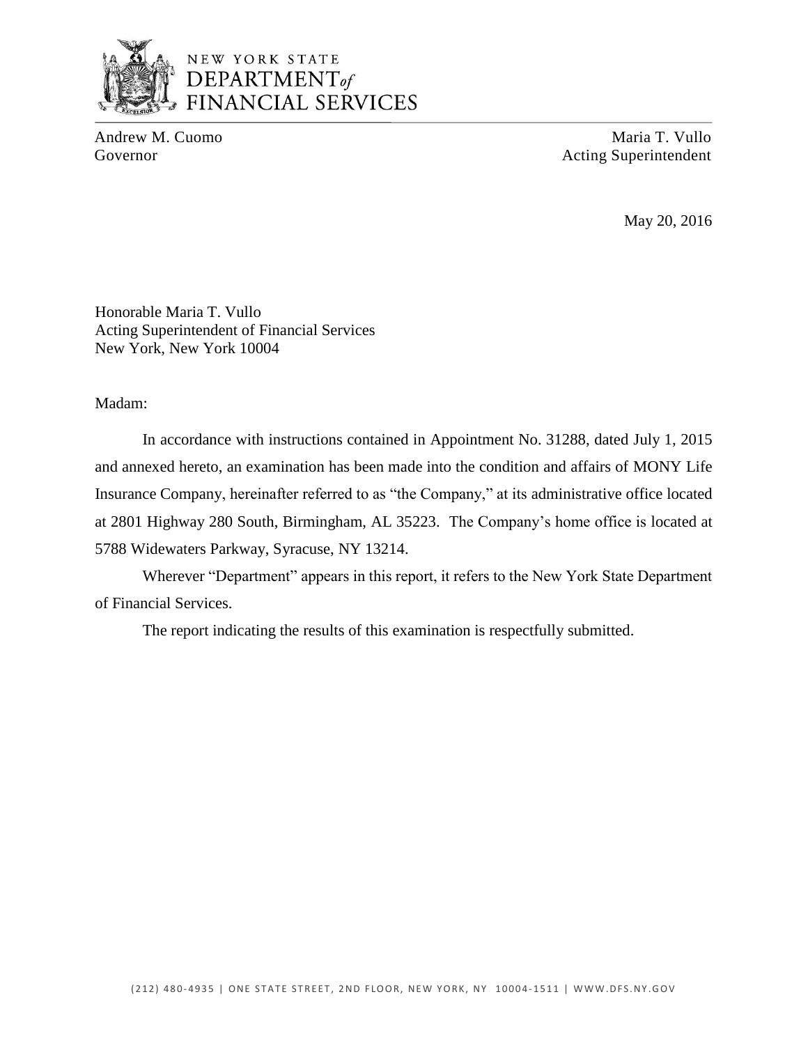NEW YORK STATE
DEPARTMENT *of*
FINANCIAL SERVICES

Andrew M. Cuomo
Governor

Maria T. Vullo
Acting Superintendent

May 20, 2016

Honorable Maria T. Vullo
Acting Superintendent of Financial Services
New York, New York 10004

Madam:

In accordance with instructions contained in Appointment No. 31288, dated July 1, 2015 and annexed hereto, an examination has been made into the condition and affairs of MONY Life Insurance Company, hereinafter referred to as "the Company," at its administrative office located at 2801 Highway 280 South, Birmingham, AL 35223. The Company's home office is located at 5788 Widewaters Parkway, Syracuse, NY 13214.

Wherever "Department" appears in this report, it refers to the New York State Department of Financial Services.

The report indicating the results of this examination is respectfully submitted.

(212) 480-4935 | ONE STATE STREET, 2ND FLOOR, NEW YORK, NY 10004-1511 | WWW.DFS.NY.GOV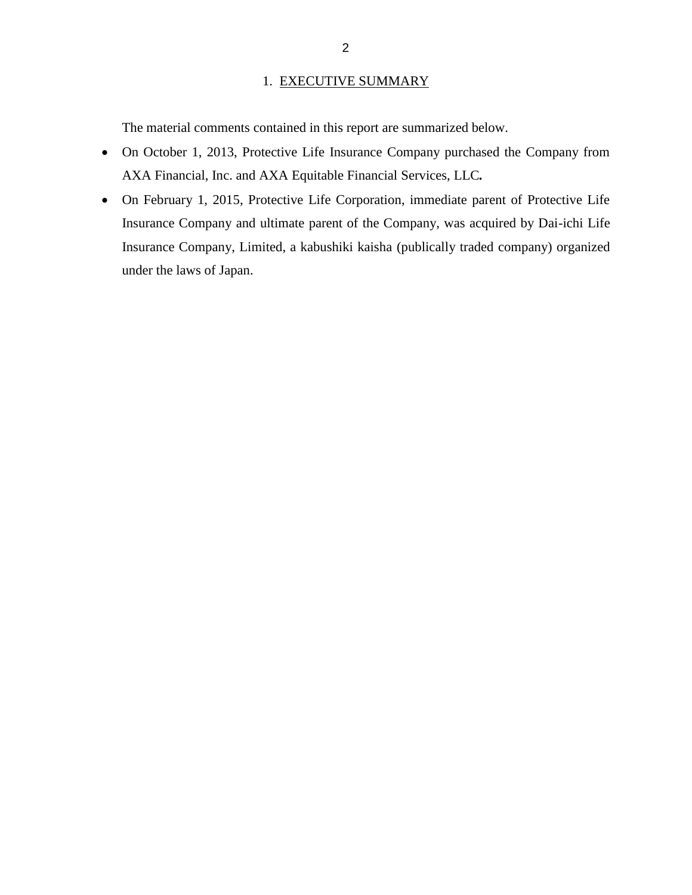# 1. EXECUTIVE SUMMARY

The material comments contained in this report are summarized below.

- On October 1, 2013, Protective Life Insurance Company purchased the Company from AXA Financial, Inc. and AXA Equitable Financial Services, LLC**.**
- On February 1, 2015, Protective Life Corporation, immediate parent of Protective Life Insurance Company and ultimate parent of the Company, was acquired by Dai-ichi Life Insurance Company, Limited, a kabushiki kaisha (publically traded company) organized under the laws of Japan.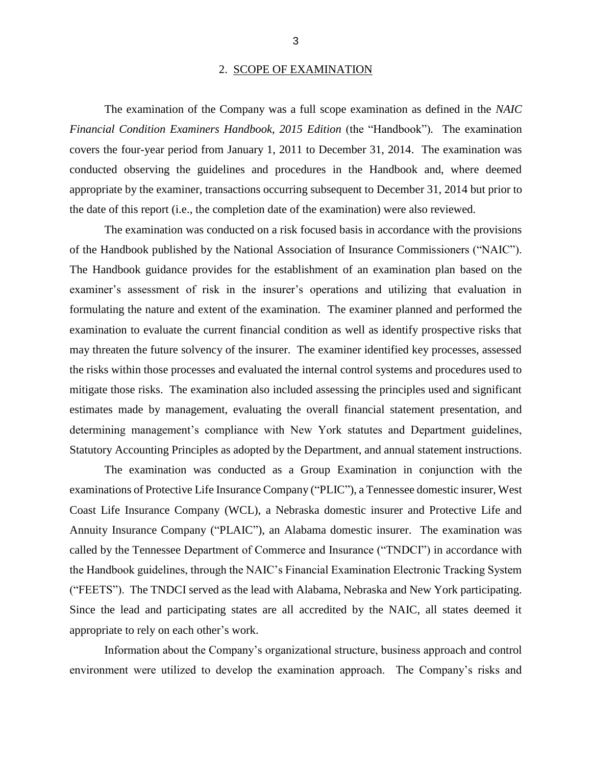## 2. SCOPE OF EXAMINATION

The examination of the Company was a full scope examination as defined in the *NAIC Financial Condition Examiners Handbook, 2015 Edition* (the "Handbook"). The examination covers the four-year period from January 1, 2011 to December 31, 2014. The examination was conducted observing the guidelines and procedures in the Handbook and, where deemed appropriate by the examiner, transactions occurring subsequent to December 31, 2014 but prior to the date of this report (i.e., the completion date of the examination) were also reviewed.

The examination was conducted on a risk focused basis in accordance with the provisions of the Handbook published by the National Association of Insurance Commissioners ("NAIC"). The Handbook guidance provides for the establishment of an examination plan based on the examiner's assessment of risk in the insurer's operations and utilizing that evaluation in formulating the nature and extent of the examination. The examiner planned and performed the examination to evaluate the current financial condition as well as identify prospective risks that may threaten the future solvency of the insurer. The examiner identified key processes, assessed the risks within those processes and evaluated the internal control systems and procedures used to mitigate those risks. The examination also included assessing the principles used and significant estimates made by management, evaluating the overall financial statement presentation, and determining management's compliance with New York statutes and Department guidelines, Statutory Accounting Principles as adopted by the Department, and annual statement instructions.

The examination was conducted as a Group Examination in conjunction with the examinations of Protective Life Insurance Company ("PLIC"), a Tennessee domestic insurer, West Coast Life Insurance Company (WCL), a Nebraska domestic insurer and Protective Life and Annuity Insurance Company ("PLAIC"), an Alabama domestic insurer. The examination was called by the Tennessee Department of Commerce and Insurance ("TNDCI") in accordance with the Handbook guidelines, through the NAIC's Financial Examination Electronic Tracking System ("FEETS"). The TNDCI served as the lead with Alabama, Nebraska and New York participating. Since the lead and participating states are all accredited by the NAIC, all states deemed it appropriate to rely on each other's work.

Information about the Company's organizational structure, business approach and control environment were utilized to develop the examination approach. The Company's risks and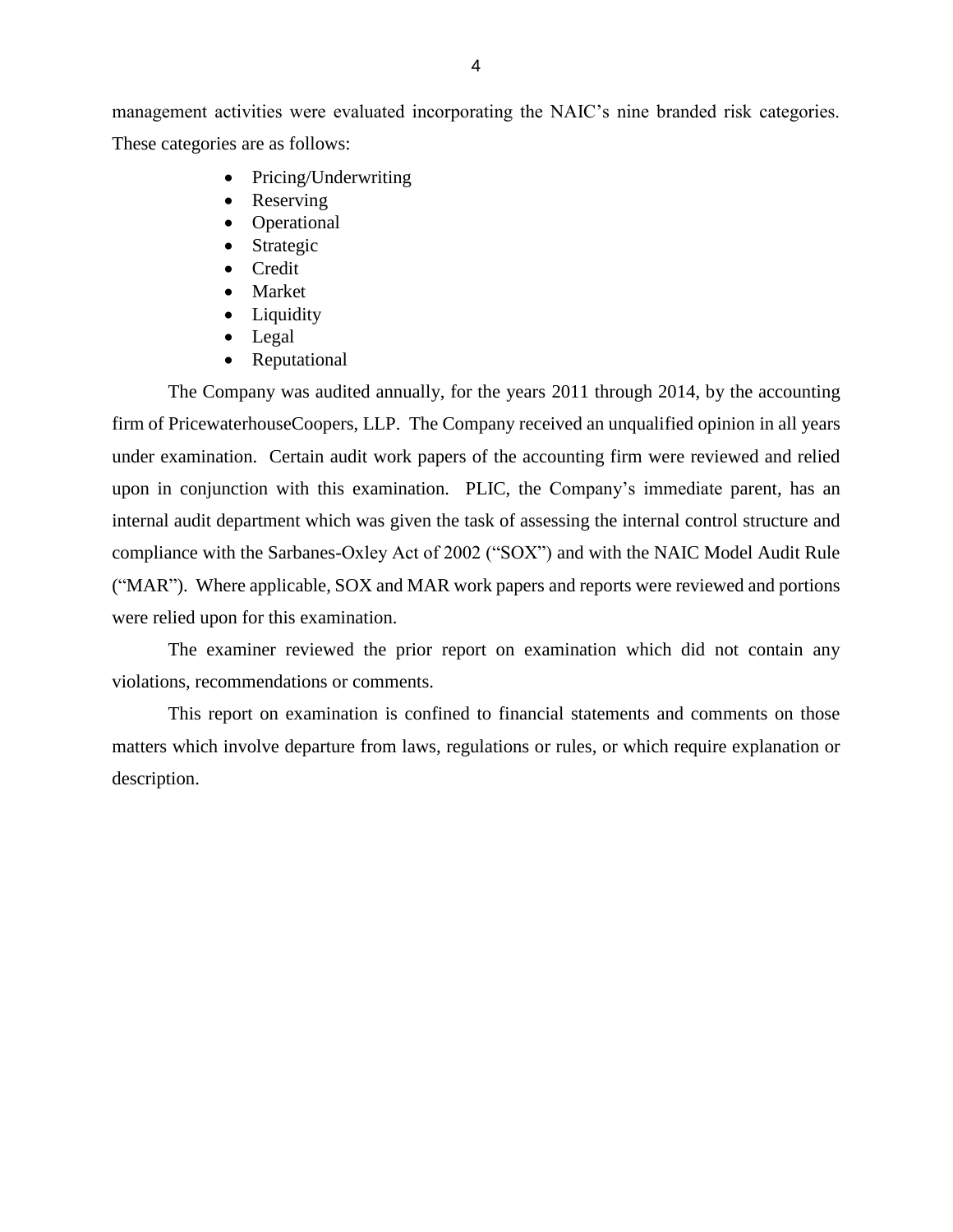management activities were evaluated incorporating the NAIC's nine branded risk categories. These categories are as follows:

- Pricing/Underwriting
- Reserving
- Operational
- Strategic
- Credit
- Market
- Liquidity
- Legal
- Reputational

The Company was audited annually, for the years 2011 through 2014, by the accounting firm of PricewaterhouseCoopers, LLP. The Company received an unqualified opinion in all years under examination. Certain audit work papers of the accounting firm were reviewed and relied upon in conjunction with this examination. PLIC, the Company's immediate parent, has an internal audit department which was given the task of assessing the internal control structure and compliance with the Sarbanes-Oxley Act of 2002 ("SOX") and with the NAIC Model Audit Rule ("MAR"). Where applicable, SOX and MAR work papers and reports were reviewed and portions were relied upon for this examination.

The examiner reviewed the prior report on examination which did not contain any violations, recommendations or comments.

This report on examination is confined to financial statements and comments on those matters which involve departure from laws, regulations or rules, or which require explanation or description.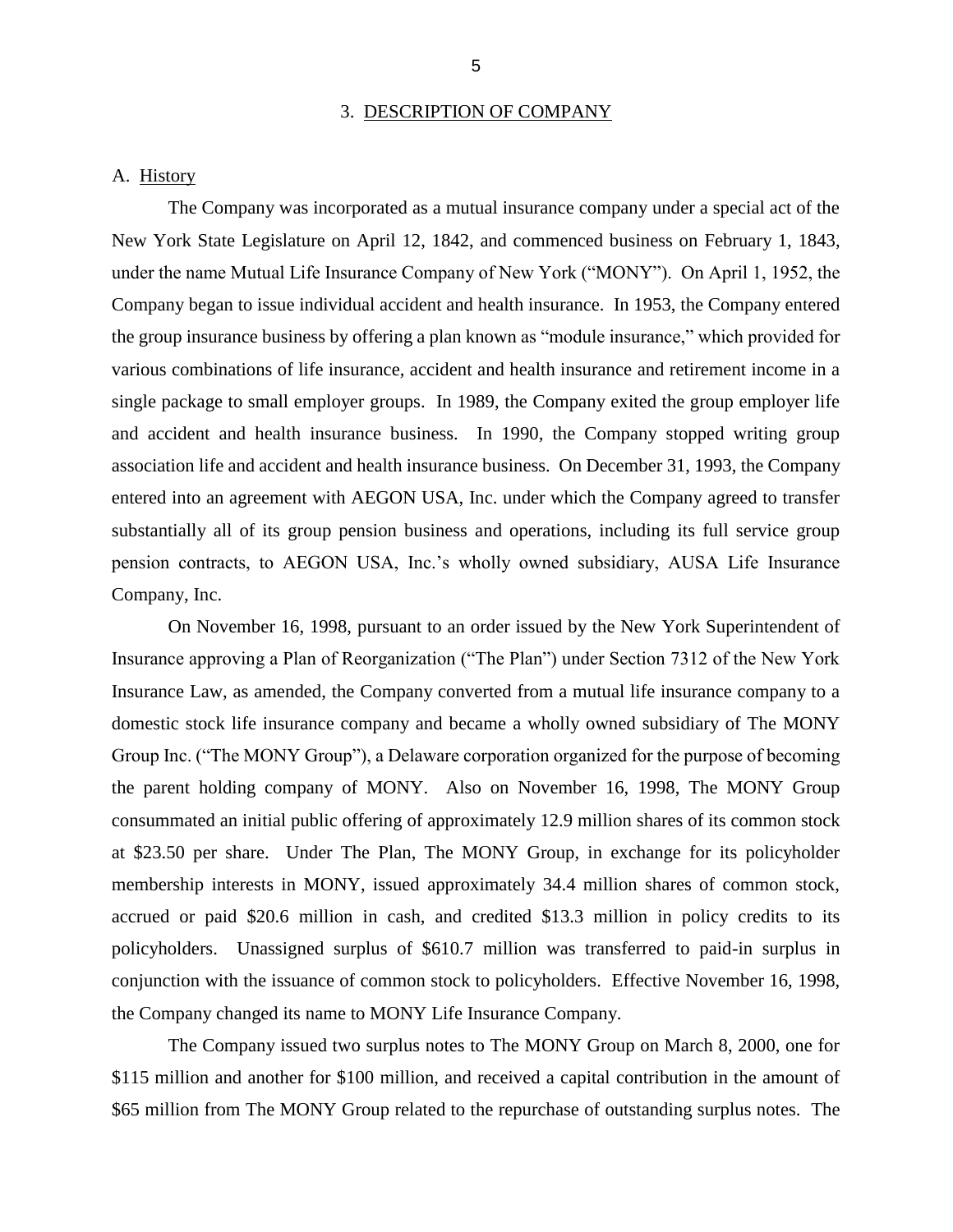## 3. DESCRIPTION OF COMPANY

### A. History

The Company was incorporated as a mutual insurance company under a special act of the New York State Legislature on April 12, 1842, and commenced business on February 1, 1843, under the name Mutual Life Insurance Company of New York ("MONY"). On April 1, 1952, the Company began to issue individual accident and health insurance. In 1953, the Company entered the group insurance business by offering a plan known as "module insurance," which provided for various combinations of life insurance, accident and health insurance and retirement income in a single package to small employer groups. In 1989, the Company exited the group employer life and accident and health insurance business. In 1990, the Company stopped writing group association life and accident and health insurance business. On December 31, 1993, the Company entered into an agreement with AEGON USA, Inc. under which the Company agreed to transfer substantially all of its group pension business and operations, including its full service group pension contracts, to AEGON USA, Inc.'s wholly owned subsidiary, AUSA Life Insurance Company, Inc.

On November 16, 1998, pursuant to an order issued by the New York Superintendent of Insurance approving a Plan of Reorganization ("The Plan") under Section 7312 of the New York Insurance Law, as amended, the Company converted from a mutual life insurance company to a domestic stock life insurance company and became a wholly owned subsidiary of The MONY Group Inc. ("The MONY Group"), a Delaware corporation organized for the purpose of becoming the parent holding company of MONY. Also on November 16, 1998, The MONY Group consummated an initial public offering of approximately 12.9 million shares of its common stock at $23.50 per share. Under The Plan, The MONY Group, in exchange for its policyholder membership interests in MONY, issued approximately 34.4 million shares of common stock, accrued or paid $20.6 million in cash, and credited $13.3 million in policy credits to its policyholders. Unassigned surplus of $610.7 million was transferred to paid-in surplus in conjunction with the issuance of common stock to policyholders. Effective November 16, 1998, the Company changed its name to MONY Life Insurance Company.

The Company issued two surplus notes to The MONY Group on March 8, 2000, one for $115 million and another for $100 million, and received a capital contribution in the amount of $65 million from The MONY Group related to the repurchase of outstanding surplus notes. The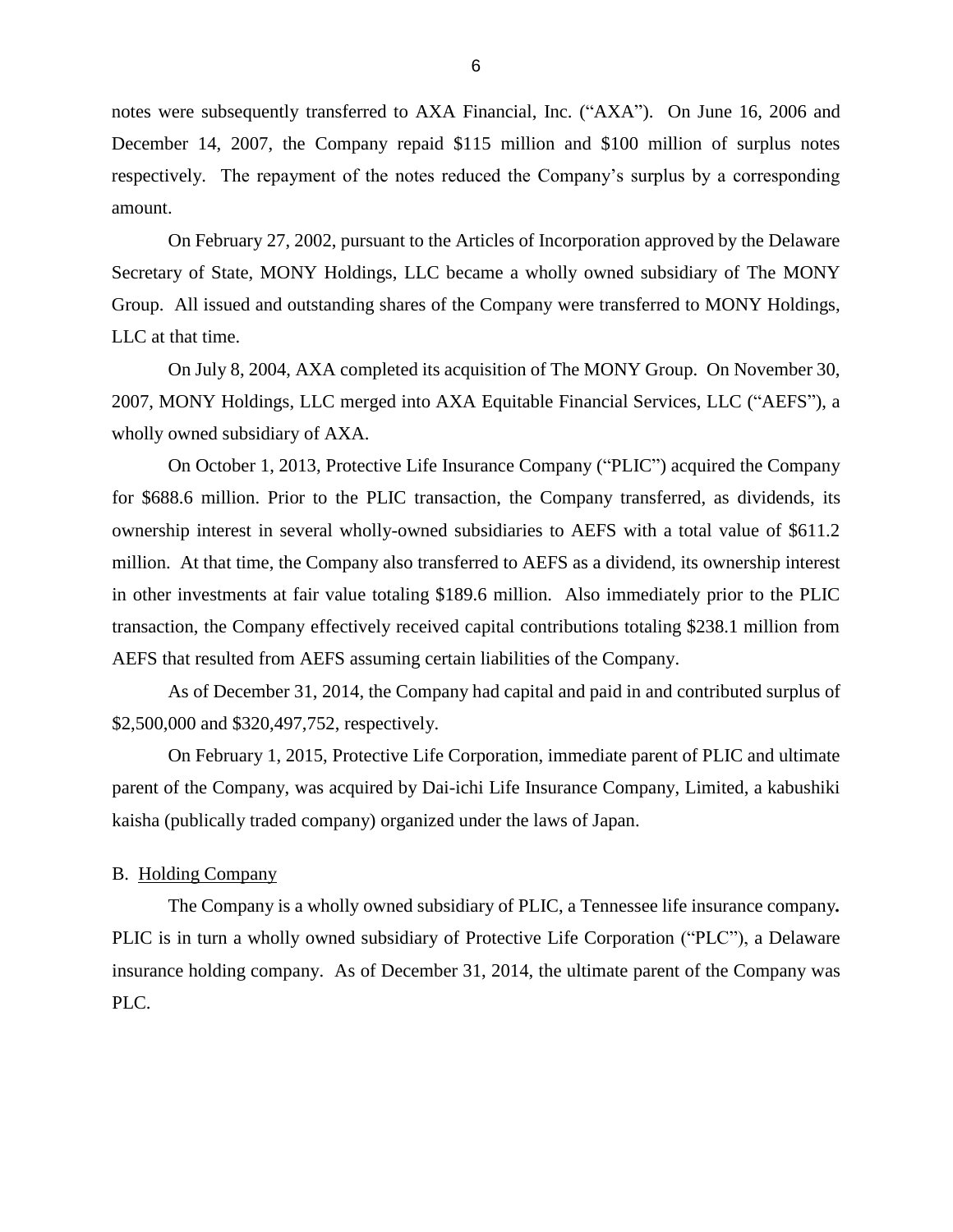notes were subsequently transferred to AXA Financial, Inc. ("AXA"). On June 16, 2006 and December 14, 2007, the Company repaid $115 million and $100 million of surplus notes respectively. The repayment of the notes reduced the Company's surplus by a corresponding amount.

On February 27, 2002, pursuant to the Articles of Incorporation approved by the Delaware Secretary of State, MONY Holdings, LLC became a wholly owned subsidiary of The MONY Group. All issued and outstanding shares of the Company were transferred to MONY Holdings, LLC at that time.

On July 8, 2004, AXA completed its acquisition of The MONY Group. On November 30, 2007, MONY Holdings, LLC merged into AXA Equitable Financial Services, LLC ("AEFS"), a wholly owned subsidiary of AXA.

On October 1, 2013, Protective Life Insurance Company ("PLIC") acquired the Company for $688.6 million. Prior to the PLIC transaction, the Company transferred, as dividends, its ownership interest in several wholly-owned subsidiaries to AEFS with a total value of $611.2 million. At that time, the Company also transferred to AEFS as a dividend, its ownership interest in other investments at fair value totaling $189.6 million. Also immediately prior to the PLIC transaction, the Company effectively received capital contributions totaling $238.1 million from AEFS that resulted from AEFS assuming certain liabilities of the Company.

As of December 31, 2014, the Company had capital and paid in and contributed surplus of $2,500,000 and $320,497,752, respectively.

On February 1, 2015, Protective Life Corporation, immediate parent of PLIC and ultimate parent of the Company, was acquired by Dai-ichi Life Insurance Company, Limited, a kabushiki kaisha (publically traded company) organized under the laws of Japan.

B. Holding Company

The Company is a wholly owned subsidiary of PLIC, a Tennessee life insurance company**.** PLIC is in turn a wholly owned subsidiary of Protective Life Corporation ("PLC"), a Delaware insurance holding company. As of December 31, 2014, the ultimate parent of the Company was PLC.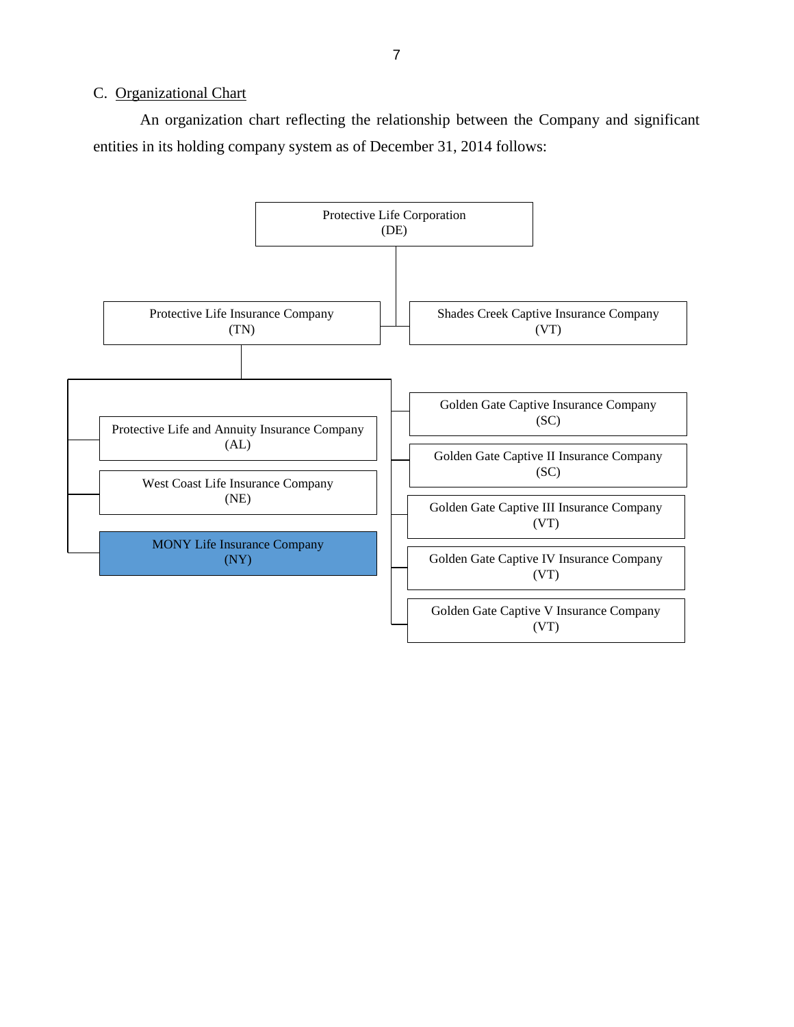C. Organizational Chart

An organization chart reflecting the relationship between the Company and significant entities in its holding company system as of December 31, 2014 follows:

- Protective Life Corporation (DE)
  - Protective Life Insurance Company (TN)
    - Protective Life and Annuity Insurance Company (AL)
    - West Coast Life Insurance Company (NE)
    - MONY Life Insurance Company (NY)
    - Golden Gate Captive Insurance Company (SC)
    - Golden Gate Captive II Insurance Company (SC)
    - Golden Gate Captive III Insurance Company (VT)
    - Golden Gate Captive IV Insurance Company (VT)
    - Golden Gate Captive V Insurance Company (VT)
  - Shades Creek Captive Insurance Company (VT)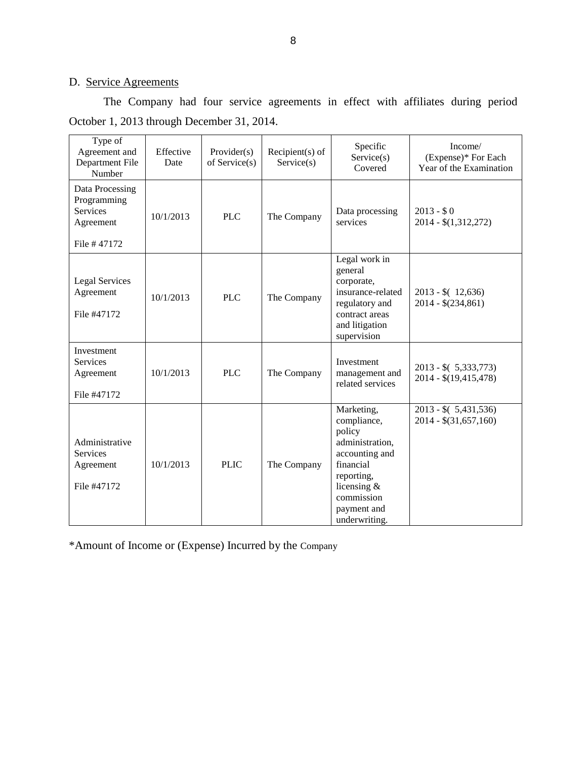D. Service Agreements

The Company had four service agreements in effect with affiliates during period October 1, 2013 through December 31, 2014.

| Type of Agreement and Department File Number | Effective Date | Provider(s) of Service(s) | Recipient(s) of Service(s) | Specific Service(s) Covered | Income/ (Expense)* For Each Year of the Examination |
|---|---|---|---|---|---|
| Data Processing Programming Services Agreement<br><br>File # 47172 | 10/1/2013 | PLC | The Company | Data processing services | 2013 - $ 0<br>2014 - $(1,312,272) |
| Legal Services Agreement<br><br>File #47172 | 10/1/2013 | PLC | The Company | Legal work in general corporate, insurance-related regulatory and contract areas and litigation supervision | 2013 - $( 12,636)<br>2014 - $(234,861) |
| Investment Services Agreement<br><br>File #47172 | 10/1/2013 | PLC | The Company | Investment management and related services | 2013 - $( 5,333,773)<br>2014 - $(19,415,478) |
| Administrative Services Agreement<br><br>File #47172 | 10/1/2013 | PLIC | The Company | Marketing, compliance, policy administration, accounting and financial reporting, licensing & commission payment and underwriting. | 2013 - $( 5,431,536)<br>2014 - $(31,657,160) |

*Amount of Income or (Expense) Incurred by the Company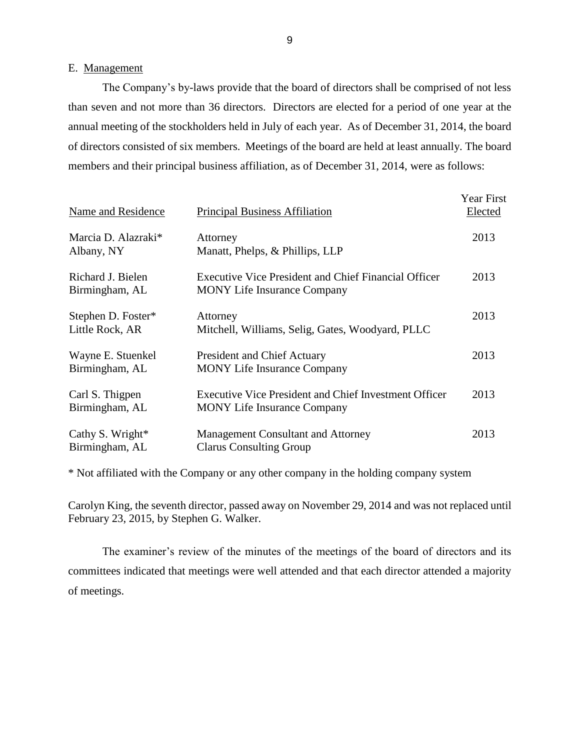## E. Management

The Company's by-laws provide that the board of directors shall be comprised of not less than seven and not more than 36 directors. Directors are elected for a period of one year at the annual meeting of the stockholders held in July of each year. As of December 31, 2014, the board of directors consisted of six members. Meetings of the board are held at least annually. The board members and their principal business affiliation, as of December 31, 2014, were as follows:

| Name and Residence | Principal Business Affiliation | Year First Elected |
|---|---|---|
| Marcia D. Alazraki* Albany, NY | Attorney Manatt, Phelps, & Phillips, LLP | 2013 |
| Richard J. Bielen Birmingham, AL | Executive Vice President and Chief Financial Officer MONY Life Insurance Company | 2013 |
| Stephen D. Foster* Little Rock, AR | Attorney Mitchell, Williams, Selig, Gates, Woodyard, PLLC | 2013 |
| Wayne E. Stuenkel Birmingham, AL | President and Chief Actuary MONY Life Insurance Company | 2013 |
| Carl S. Thigpen Birmingham, AL | Executive Vice President and Chief Investment Officer MONY Life Insurance Company | 2013 |
| Cathy S. Wright* Birmingham, AL | Management Consultant and Attorney Clarus Consulting Group | 2013 |

* Not affiliated with the Company or any other company in the holding company system

Carolyn King, the seventh director, passed away on November 29, 2014 and was not replaced until February 23, 2015, by Stephen G. Walker.

The examiner's review of the minutes of the meetings of the board of directors and its committees indicated that meetings were well attended and that each director attended a majority of meetings.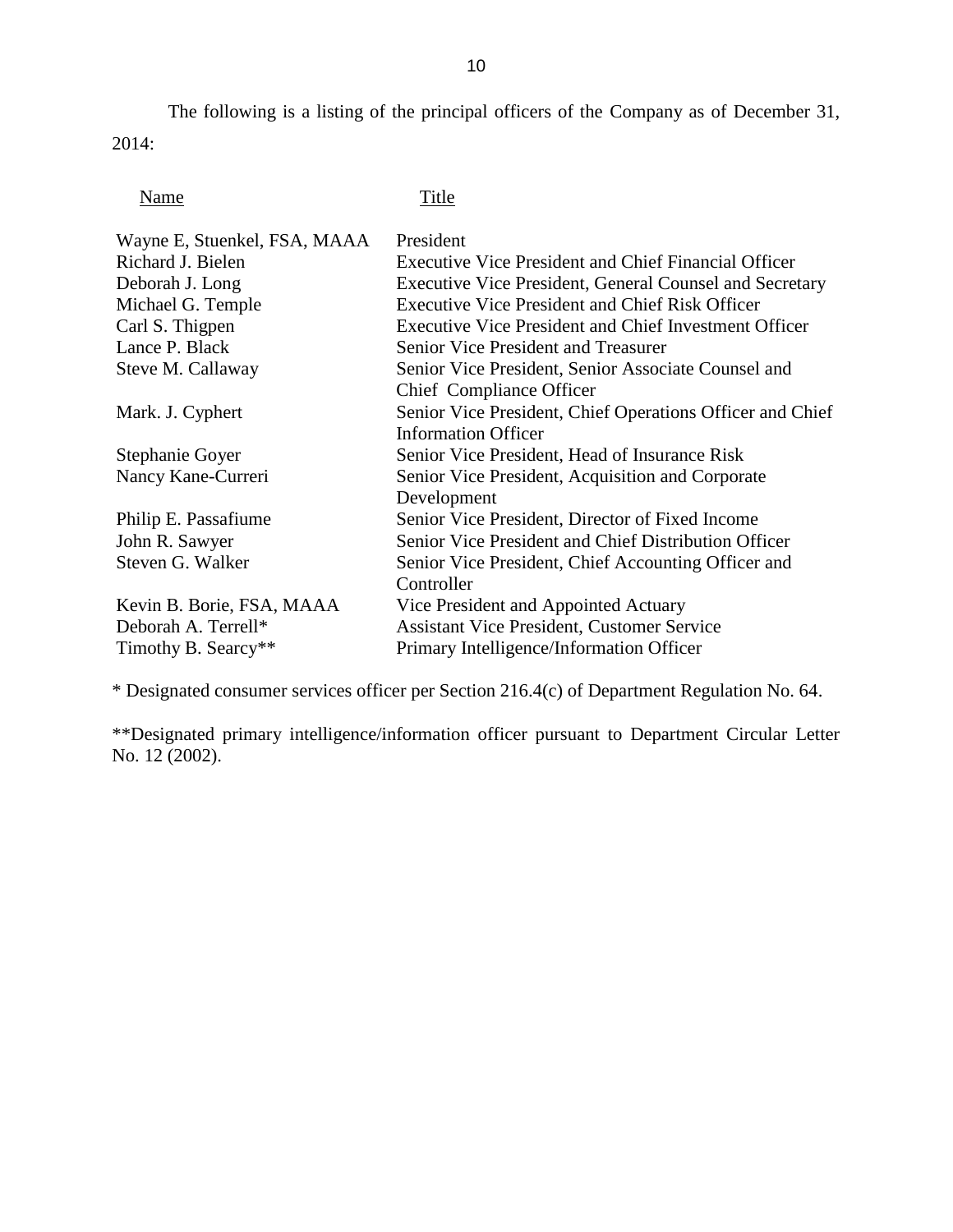The following is a listing of the principal officers of the Company as of December 31, 2014:

| Name | Title |
| --- | --- |
| Wayne E, Stuenkel, FSA, MAAA | President |
| Richard J. Bielen | Executive Vice President and Chief Financial Officer |
| Deborah J. Long | Executive Vice President, General Counsel and Secretary |
| Michael G. Temple | Executive Vice President and Chief Risk Officer |
| Carl S. Thigpen | Executive Vice President and Chief Investment Officer |
| Lance P. Black | Senior Vice President and Treasurer |
| Steve M. Callaway | Senior Vice President, Senior Associate Counsel and Chief Compliance Officer |
| Mark. J. Cyphert | Senior Vice President, Chief Operations Officer and Chief Information Officer |
| Stephanie Goyer | Senior Vice President, Head of Insurance Risk |
| Nancy Kane-Curreri | Senior Vice President, Acquisition and Corporate Development |
| Philip E. Passafiume | Senior Vice President, Director of Fixed Income |
| John R. Sawyer | Senior Vice President and Chief Distribution Officer |
| Steven G. Walker | Senior Vice President, Chief Accounting Officer and Controller |
| Kevin B. Borie, FSA, MAAA | Vice President and Appointed Actuary |
| Deborah A. Terrell* | Assistant Vice President, Customer Service |
| Timothy B. Searcy** | Primary Intelligence/Information Officer |

* Designated consumer services officer per Section 216.4(c) of Department Regulation No. 64.

**Designated primary intelligence/information officer pursuant to Department Circular Letter No. 12 (2002).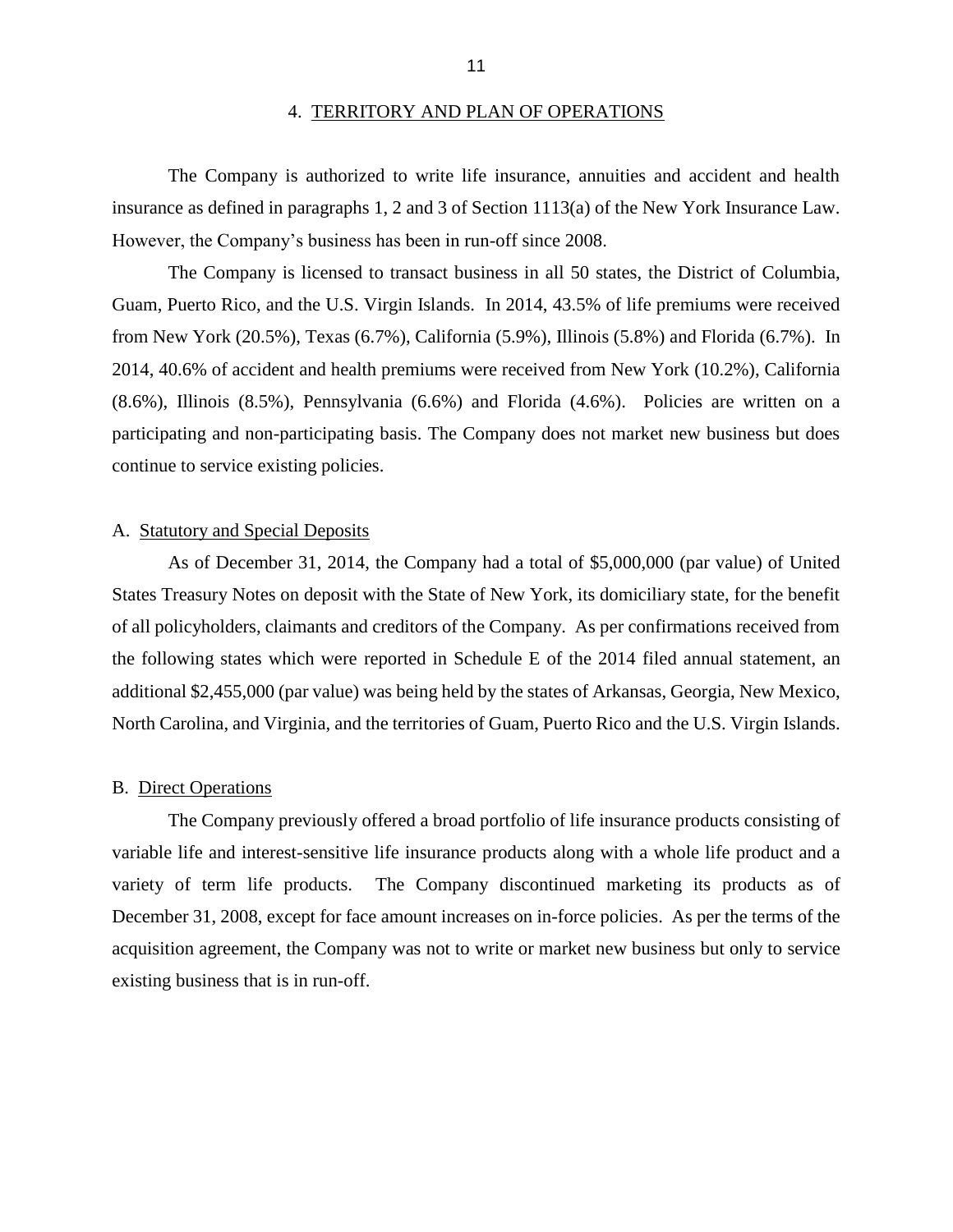## 4. TERRITORY AND PLAN OF OPERATIONS

The Company is authorized to write life insurance, annuities and accident and health insurance as defined in paragraphs 1, 2 and 3 of Section 1113(a) of the New York Insurance Law. However, the Company's business has been in run-off since 2008.

The Company is licensed to transact business in all 50 states, the District of Columbia, Guam, Puerto Rico, and the U.S. Virgin Islands. In 2014, 43.5% of life premiums were received from New York (20.5%), Texas (6.7%), California (5.9%), Illinois (5.8%) and Florida (6.7%). In 2014, 40.6% of accident and health premiums were received from New York (10.2%), California (8.6%), Illinois (8.5%), Pennsylvania (6.6%) and Florida (4.6%). Policies are written on a participating and non-participating basis. The Company does not market new business but does continue to service existing policies.

### A. Statutory and Special Deposits

As of December 31, 2014, the Company had a total of $5,000,000 (par value) of United States Treasury Notes on deposit with the State of New York, its domiciliary state, for the benefit of all policyholders, claimants and creditors of the Company. As per confirmations received from the following states which were reported in Schedule E of the 2014 filed annual statement, an additional $2,455,000 (par value) was being held by the states of Arkansas, Georgia, New Mexico, North Carolina, and Virginia, and the territories of Guam, Puerto Rico and the U.S. Virgin Islands.

### B. Direct Operations

The Company previously offered a broad portfolio of life insurance products consisting of variable life and interest-sensitive life insurance products along with a whole life product and a variety of term life products. The Company discontinued marketing its products as of December 31, 2008, except for face amount increases on in-force policies. As per the terms of the acquisition agreement, the Company was not to write or market new business but only to service existing business that is in run-off.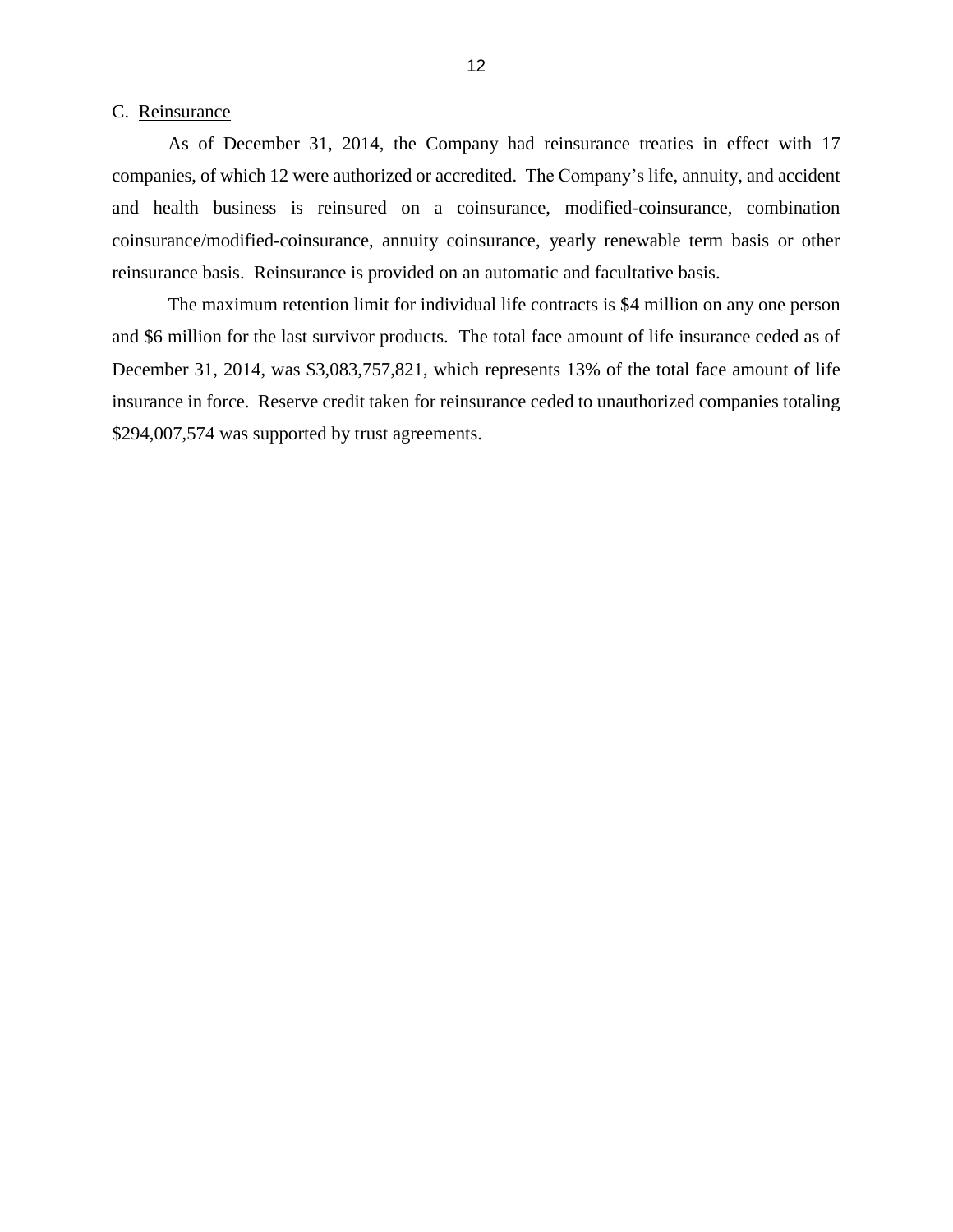## C. Reinsurance

As of December 31, 2014, the Company had reinsurance treaties in effect with 17 companies, of which 12 were authorized or accredited. The Company's life, annuity, and accident and health business is reinsured on a coinsurance, modified-coinsurance, combination coinsurance/modified-coinsurance, annuity coinsurance, yearly renewable term basis or other reinsurance basis. Reinsurance is provided on an automatic and facultative basis.

The maximum retention limit for individual life contracts is $4 million on any one person and $6 million for the last survivor products. The total face amount of life insurance ceded as of December 31, 2014, was $3,083,757,821, which represents 13% of the total face amount of life insurance in force. Reserve credit taken for reinsurance ceded to unauthorized companies totaling $294,007,574 was supported by trust agreements.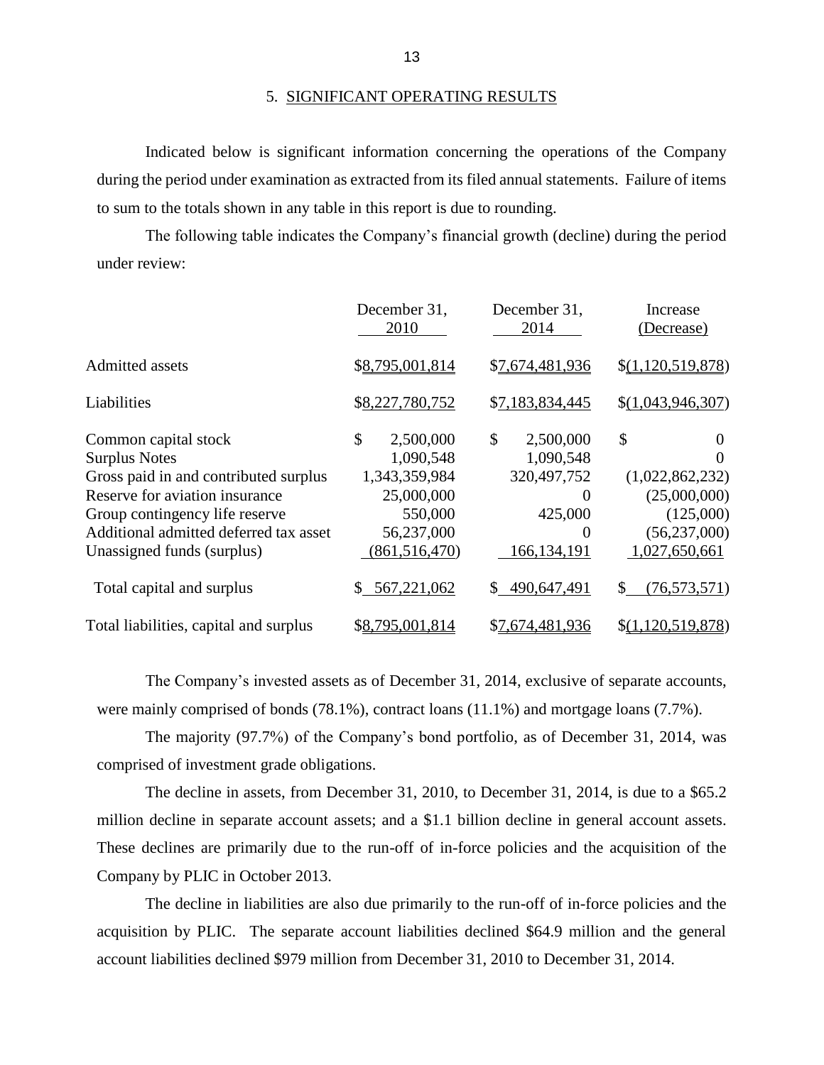## 5. SIGNIFICANT OPERATING RESULTS

Indicated below is significant information concerning the operations of the Company during the period under examination as extracted from its filed annual statements. Failure of items to sum to the totals shown in any table in this report is due to rounding.

The following table indicates the Company's financial growth (decline) during the period under review:

| | December 31, 2010 | December 31, 2014 | Increase (Decrease) |
|---|---|---|---|
| Admitted assets | $8,795,001,814 | $7,674,481,936 | $(1,120,519,878) |
| Liabilities | $8,227,780,752 | $7,183,834,445 | $(1,043,946,307) |
| Common capital stock | $ 2,500,000 | $ 2,500,000 | $ 0 |
| Surplus Notes | 1,090,548 | 1,090,548 | 0 |
| Gross paid in and contributed surplus | 1,343,359,984 | 320,497,752 | (1,022,862,232) |
| Reserve for aviation insurance | 25,000,000 | 0 | (25,000,000) |
| Group contingency life reserve | 550,000 | 425,000 | (125,000) |
| Additional admitted deferred tax asset | 56,237,000 | 0 | (56,237,000) |
| Unassigned funds (surplus) | (861,516,470) | 166,134,191 | 1,027,650,661 |
| Total capital and surplus | $ 567,221,062 | $ 490,647,491 | $ (76,573,571) |
| Total liabilities, capital and surplus | $8,795,001,814 | $7,674,481,936 | $(1,120,519,878) |

The Company's invested assets as of December 31, 2014, exclusive of separate accounts, were mainly comprised of bonds (78.1%), contract loans (11.1%) and mortgage loans (7.7%).

The majority (97.7%) of the Company's bond portfolio, as of December 31, 2014, was comprised of investment grade obligations.

The decline in assets, from December 31, 2010, to December 31, 2014, is due to a $65.2 million decline in separate account assets; and a $1.1 billion decline in general account assets. These declines are primarily due to the run-off of in-force policies and the acquisition of the Company by PLIC in October 2013.

The decline in liabilities are also due primarily to the run-off of in-force policies and the acquisition by PLIC. The separate account liabilities declined $64.9 million and the general account liabilities declined $979 million from December 31, 2010 to December 31, 2014.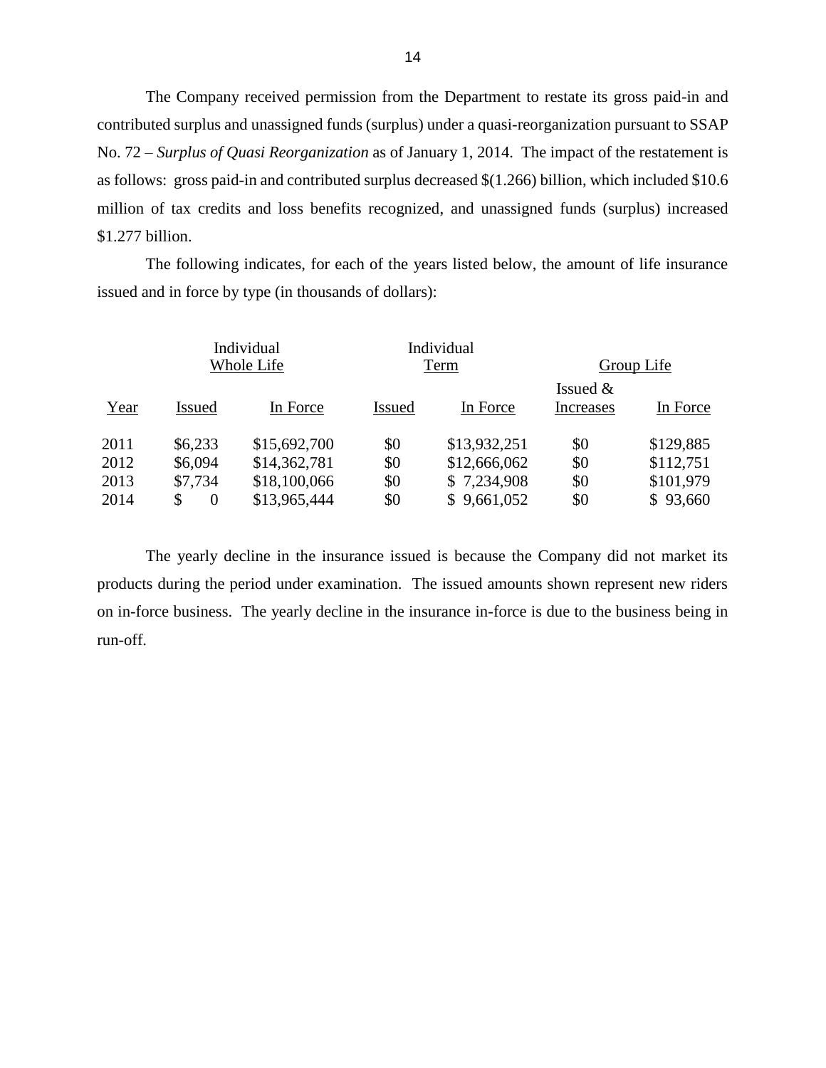The Company received permission from the Department to restate its gross paid-in and contributed surplus and unassigned funds (surplus) under a quasi-reorganization pursuant to SSAP No. 72 – *Surplus of Quasi Reorganization* as of January 1, 2014. The impact of the restatement is as follows: gross paid-in and contributed surplus decreased $(1.266) billion, which included $10.6 million of tax credits and loss benefits recognized, and unassigned funds (surplus) increased $1.277 billion.

The following indicates, for each of the years listed below, the amount of life insurance issued and in force by type (in thousands of dollars):

| | Individual Whole Life | | Individual Term | | Group Life | |
|---|---|---|---|---|---|---|
| Year | Issued | In Force | Issued | In Force | Issued & Increases | In Force |
| 2011 | $6,233 | $15,692,700 | $0 | $13,932,251 | $0 | $129,885 |
| 2012 | $6,094 | $14,362,781 | $0 | $12,666,062 | $0 | $112,751 |
| 2013 | $7,734 | $18,100,066 | $0 | $ 7,234,908 | $0 | $101,979 |
| 2014 | $ 0 | $13,965,444 | $0 | $ 9,661,052 | $0 | $ 93,660 |

The yearly decline in the insurance issued is because the Company did not market its products during the period under examination. The issued amounts shown represent new riders on in-force business. The yearly decline in the insurance in-force is due to the business being in run-off.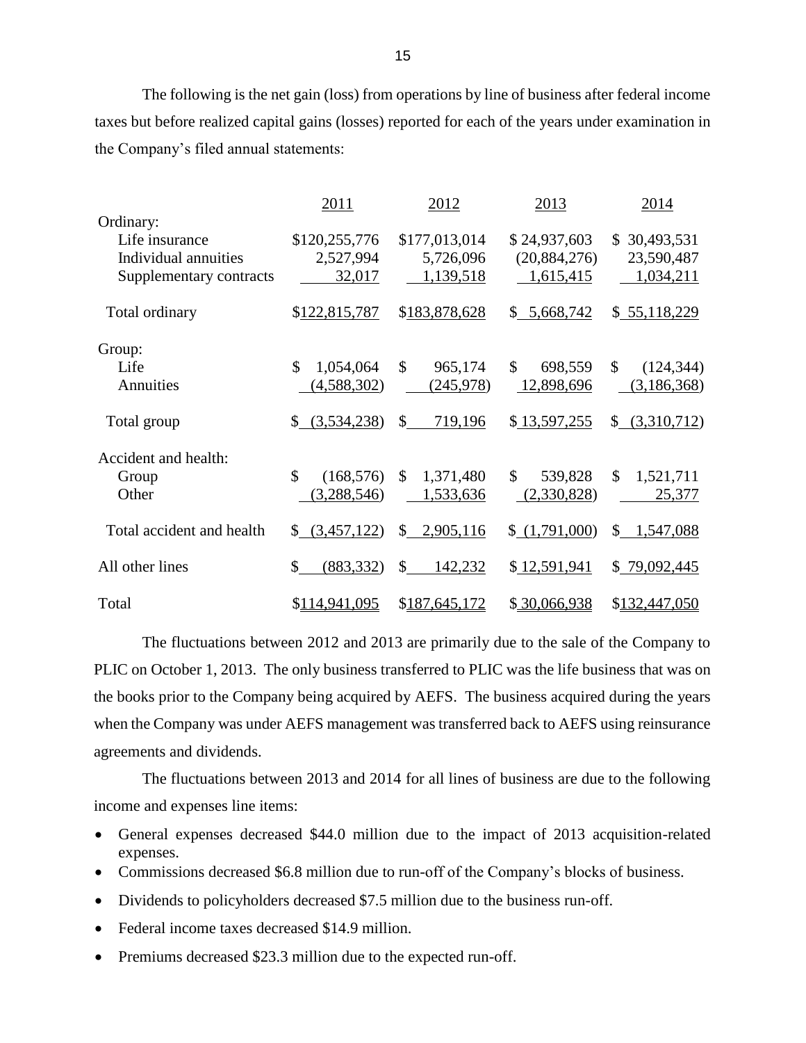The following is the net gain (loss) from operations by line of business after federal income taxes but before realized capital gains (losses) reported for each of the years under examination in the Company's filed annual statements:

| | 2011 | 2012 | 2013 | 2014 |
|---|---|---|---|---|
| Ordinary: | | | | |
| Life insurance | $120,255,776 | $177,013,014 | $ 24,937,603 | $ 30,493,531 |
| Individual annuities | 2,527,994 | 5,726,096 | (20,884,276) | 23,590,487 |
| Supplementary contracts | 32,017 | 1,139,518 | 1,615,415 | 1,034,211 |
| Total ordinary | $122,815,787 | $183,878,628 | $ 5,668,742 | $ 55,118,229 |
| Group: | | | | |
| Life | $ 1,054,064 | $ 965,174 | $ 698,559 | $ (124,344) |
| Annuities | (4,588,302) | (245,978) | 12,898,696 | (3,186,368) |
| Total group | $ (3,534,238) | $ 719,196 | $ 13,597,255 | $ (3,310,712) |
| Accident and health: | | | | |
| Group | $ (168,576) | $ 1,371,480 | $ 539,828 | $ 1,521,711 |
| Other | (3,288,546) | 1,533,636 | (2,330,828) | 25,377 |
| Total accident and health | $ (3,457,122) | $ 2,905,116 | $ (1,791,000) | $ 1,547,088 |
| All other lines | $ (883,332) | $ 142,232 | $ 12,591,941 | $ 79,092,445 |
| Total | $114,941,095 | $187,645,172 | $ 30,066,938 | $132,447,050 |

The fluctuations between 2012 and 2013 are primarily due to the sale of the Company to PLIC on October 1, 2013. The only business transferred to PLIC was the life business that was on the books prior to the Company being acquired by AEFS. The business acquired during the years when the Company was under AEFS management was transferred back to AEFS using reinsurance agreements and dividends.

The fluctuations between 2013 and 2014 for all lines of business are due to the following income and expenses line items:

- General expenses decreased $44.0 million due to the impact of 2013 acquisition-related expenses.
- Commissions decreased $6.8 million due to run-off of the Company's blocks of business.
- Dividends to policyholders decreased $7.5 million due to the business run-off.
- Federal income taxes decreased $14.9 million.
- Premiums decreased $23.3 million due to the expected run-off.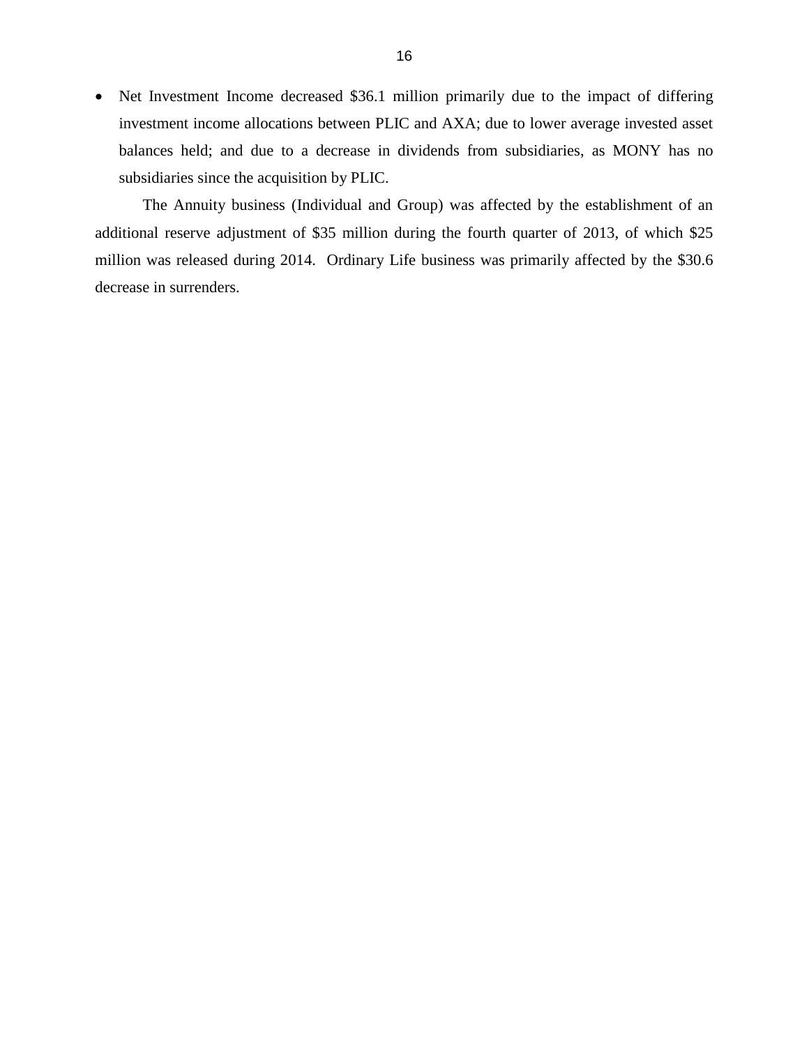- Net Investment Income decreased $36.1 million primarily due to the impact of differing investment income allocations between PLIC and AXA; due to lower average invested asset balances held; and due to a decrease in dividends from subsidiaries, as MONY has no subsidiaries since the acquisition by PLIC.

The Annuity business (Individual and Group) was affected by the establishment of an additional reserve adjustment of $35 million during the fourth quarter of 2013, of which $25 million was released during 2014. Ordinary Life business was primarily affected by the $30.6 decrease in surrenders.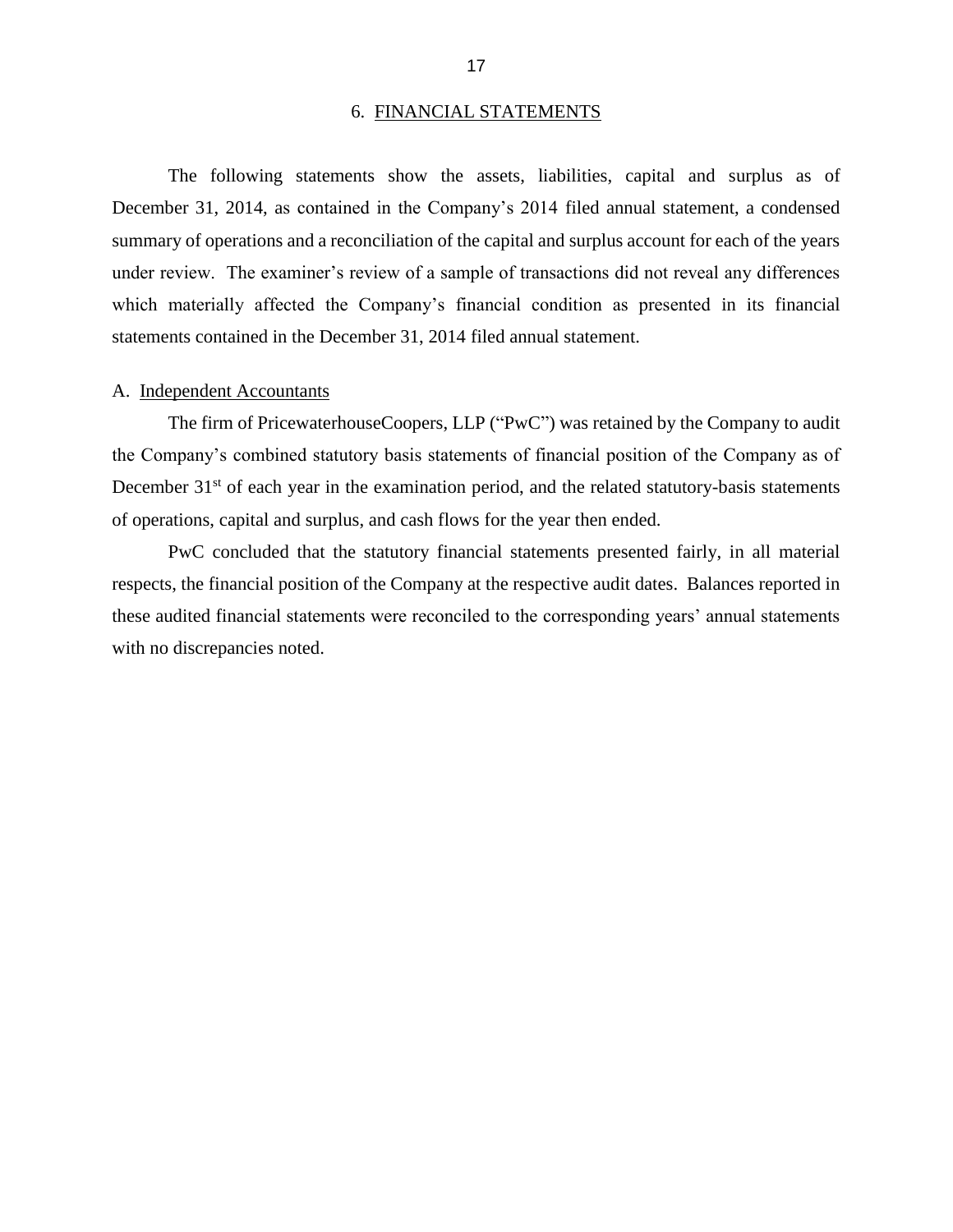## 6. FINANCIAL STATEMENTS

The following statements show the assets, liabilities, capital and surplus as of December 31, 2014, as contained in the Company's 2014 filed annual statement, a condensed summary of operations and a reconciliation of the capital and surplus account for each of the years under review. The examiner's review of a sample of transactions did not reveal any differences which materially affected the Company's financial condition as presented in its financial statements contained in the December 31, 2014 filed annual statement.

### A. Independent Accountants

The firm of PricewaterhouseCoopers, LLP ("PwC") was retained by the Company to audit the Company's combined statutory basis statements of financial position of the Company as of December 31st of each year in the examination period, and the related statutory-basis statements of operations, capital and surplus, and cash flows for the year then ended.

PwC concluded that the statutory financial statements presented fairly, in all material respects, the financial position of the Company at the respective audit dates. Balances reported in these audited financial statements were reconciled to the corresponding years' annual statements with no discrepancies noted.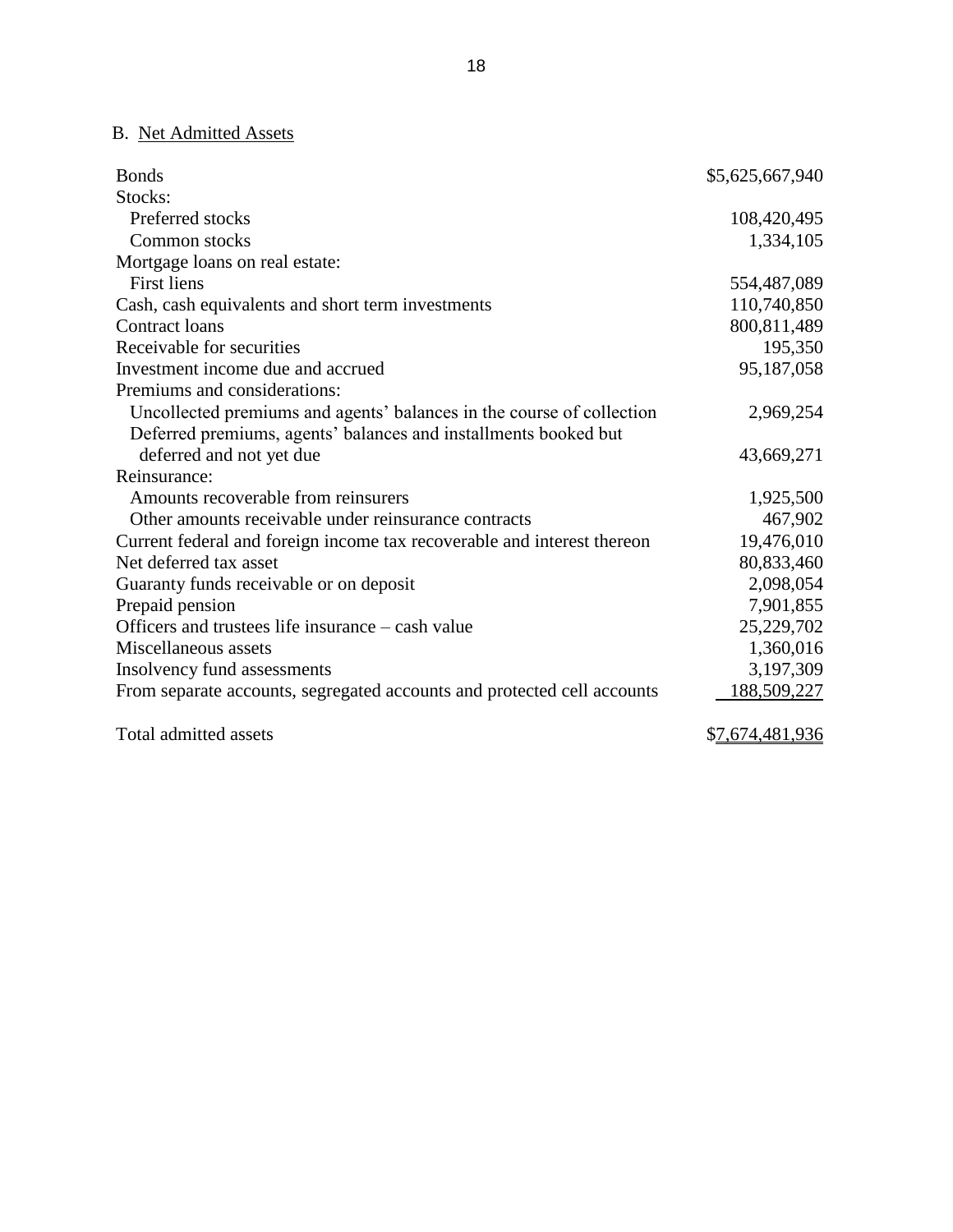B. Net Admitted Assets

| | |
|---|---|
| Bonds | $5,625,667,940 |
| Stocks: | |
| Preferred stocks | 108,420,495 |
| Common stocks | 1,334,105 |
| Mortgage loans on real estate: | |
| First liens | 554,487,089 |
| Cash, cash equivalents and short term investments | 110,740,850 |
| Contract loans | 800,811,489 |
| Receivable for securities | 195,350 |
| Investment income due and accrued | 95,187,058 |
| Premiums and considerations: | |
| Uncollected premiums and agents' balances in the course of collection | 2,969,254 |
| Deferred premiums, agents' balances and installments booked but deferred and not yet due | 43,669,271 |
| Reinsurance: | |
| Amounts recoverable from reinsurers | 1,925,500 |
| Other amounts receivable under reinsurance contracts | 467,902 |
| Current federal and foreign income tax recoverable and interest thereon | 19,476,010 |
| Net deferred tax asset | 80,833,460 |
| Guaranty funds receivable or on deposit | 2,098,054 |
| Prepaid pension | 7,901,855 |
| Officers and trustees life insurance – cash value | 25,229,702 |
| Miscellaneous assets | 1,360,016 |
| Insolvency fund assessments | 3,197,309 |
| From separate accounts, segregated accounts and protected cell accounts | 188,509,227 |
| Total admitted assets | $7,674,481,936 |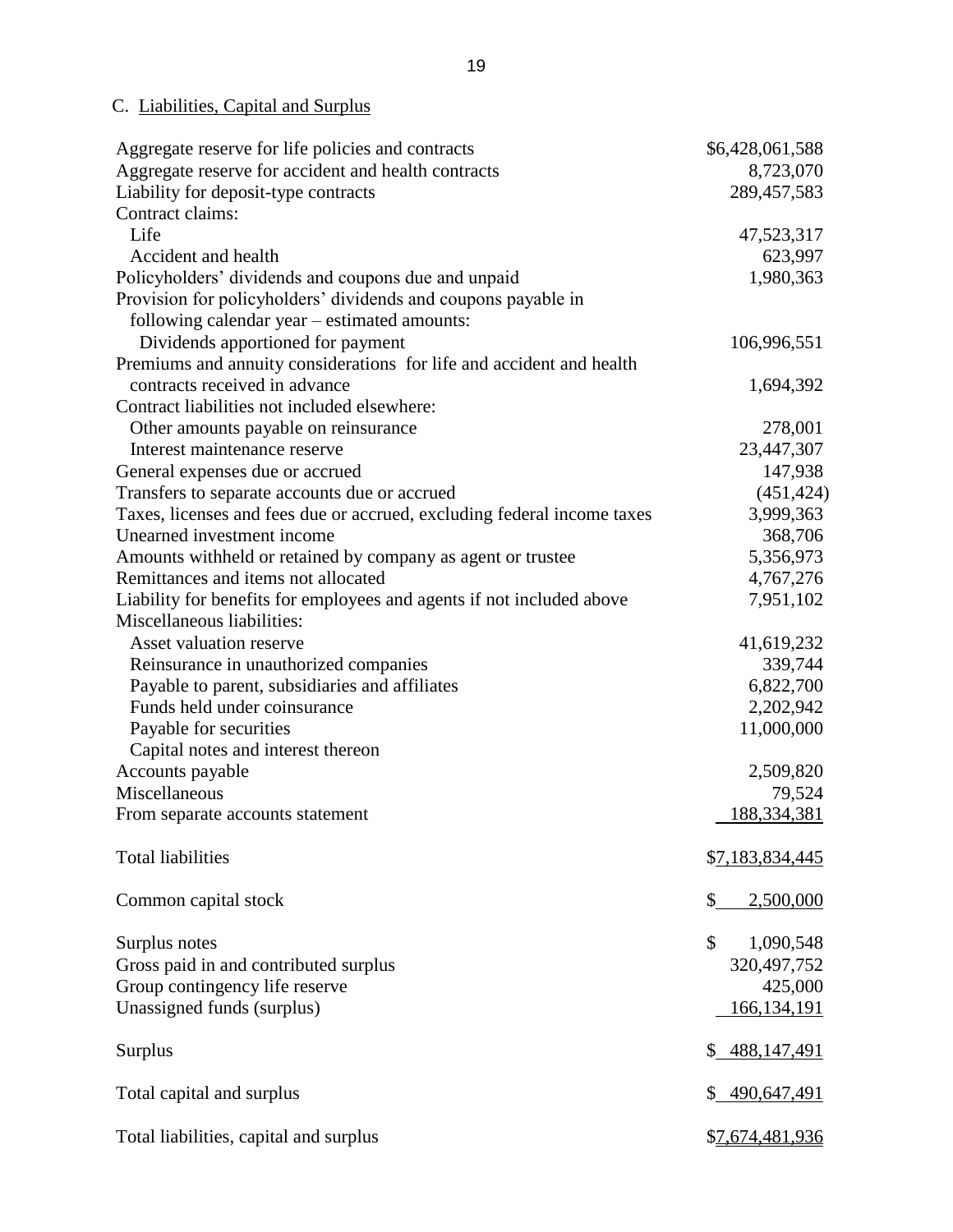C. Liabilities, Capital and Surplus

| | |
|---|---|
| Aggregate reserve for life policies and contracts | $6,428,061,588 |
| Aggregate reserve for accident and health contracts | 8,723,070 |
| Liability for deposit-type contracts | 289,457,583 |
| Contract claims: | |
| Life | 47,523,317 |
| Accident and health | 623,997 |
| Policyholders' dividends and coupons due and unpaid | 1,980,363 |
| Provision for policyholders' dividends and coupons payable in following calendar year – estimated amounts: | |
| Dividends apportioned for payment | 106,996,551 |
| Premiums and annuity considerations for life and accident and health contracts received in advance | 1,694,392 |
| Contract liabilities not included elsewhere: | |
| Other amounts payable on reinsurance | 278,001 |
| Interest maintenance reserve | 23,447,307 |
| General expenses due or accrued | 147,938 |
| Transfers to separate accounts due or accrued | (451,424) |
| Taxes, licenses and fees due or accrued, excluding federal income taxes | 3,999,363 |
| Unearned investment income | 368,706 |
| Amounts withheld or retained by company as agent or trustee | 5,356,973 |
| Remittances and items not allocated | 4,767,276 |
| Liability for benefits for employees and agents if not included above | 7,951,102 |
| Miscellaneous liabilities: | |
| Asset valuation reserve | 41,619,232 |
| Reinsurance in unauthorized companies | 339,744 |
| Payable to parent, subsidiaries and affiliates | 6,822,700 |
| Funds held under coinsurance | 2,202,942 |
| Payable for securities | 11,000,000 |
| Capital notes and interest thereon | |
| Accounts payable | 2,509,820 |
| Miscellaneous | 79,524 |
| From separate accounts statement | 188,334,381 |
| Total liabilities | $7,183,834,445 |
| Common capital stock | $ 2,500,000 |
| Surplus notes | $ 1,090,548 |
| Gross paid in and contributed surplus | 320,497,752 |
| Group contingency life reserve | 425,000 |
| Unassigned funds (surplus) | 166,134,191 |
| Surplus | $ 488,147,491 |
| Total capital and surplus | $ 490,647,491 |
| Total liabilities, capital and surplus | $7,674,481,936 |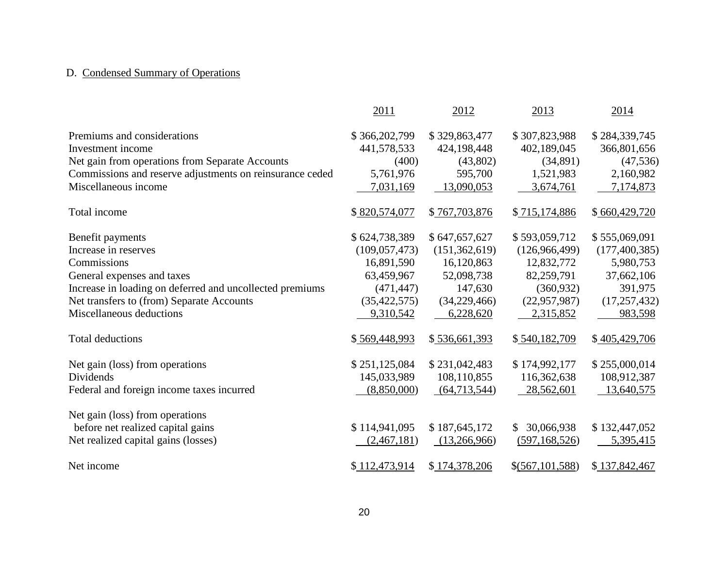D. Condensed Summary of Operations

| | 2011 | 2012 | 2013 | 2014 |
|---|---|---|---|---|
| Premiums and considerations | $ 366,202,799 | $ 329,863,477 | $ 307,823,988 | $ 284,339,745 |
| Investment income | 441,578,533 | 424,198,448 | 402,189,045 | 366,801,656 |
| Net gain from operations from Separate Accounts | (400) | (43,802) | (34,891) | (47,536) |
| Commissions and reserve adjustments on reinsurance ceded | 5,761,976 | 595,700 | 1,521,983 | 2,160,982 |
| Miscellaneous income | 7,031,169 | 13,090,053 | 3,674,761 | 7,174,873 |
| Total income | $ 820,574,077 | $ 767,703,876 | $ 715,174,886 | $ 660,429,720 |
| Benefit payments | $ 624,738,389 | $ 647,657,627 | $ 593,059,712 | $ 555,069,091 |
| Increase in reserves | (109,057,473) | (151,362,619) | (126,966,499) | (177,400,385) |
| Commissions | 16,891,590 | 16,120,863 | 12,832,772 | 5,980,753 |
| General expenses and taxes | 63,459,967 | 52,098,738 | 82,259,791 | 37,662,106 |
| Increase in loading on deferred and uncollected premiums | (471,447) | 147,630 | (360,932) | 391,975 |
| Net transfers to (from) Separate Accounts | (35,422,575) | (34,229,466) | (22,957,987) | (17,257,432) |
| Miscellaneous deductions | 9,310,542 | 6,228,620 | 2,315,852 | 983,598 |
| Total deductions | $ 569,448,993 | $ 536,661,393 | $ 540,182,709 | $ 405,429,706 |
| Net gain (loss) from operations | $ 251,125,084 | $ 231,042,483 | $ 174,992,177 | $ 255,000,014 |
| Dividends | 145,033,989 | 108,110,855 | 116,362,638 | 108,912,387 |
| Federal and foreign income taxes incurred | (8,850,000) | (64,713,544) | 28,562,601 | 13,640,575 |
| Net gain (loss) from operations before net realized capital gains | $ 114,941,095 | $ 187,645,172 | $ 30,066,938 | $ 132,447,052 |
| Net realized capital gains (losses) | (2,467,181) | (13,266,966) | (597,168,526) | 5,395,415 |
| Net income | $ 112,473,914 | $ 174,378,206 | $(567,101,588) | $ 137,842,467 |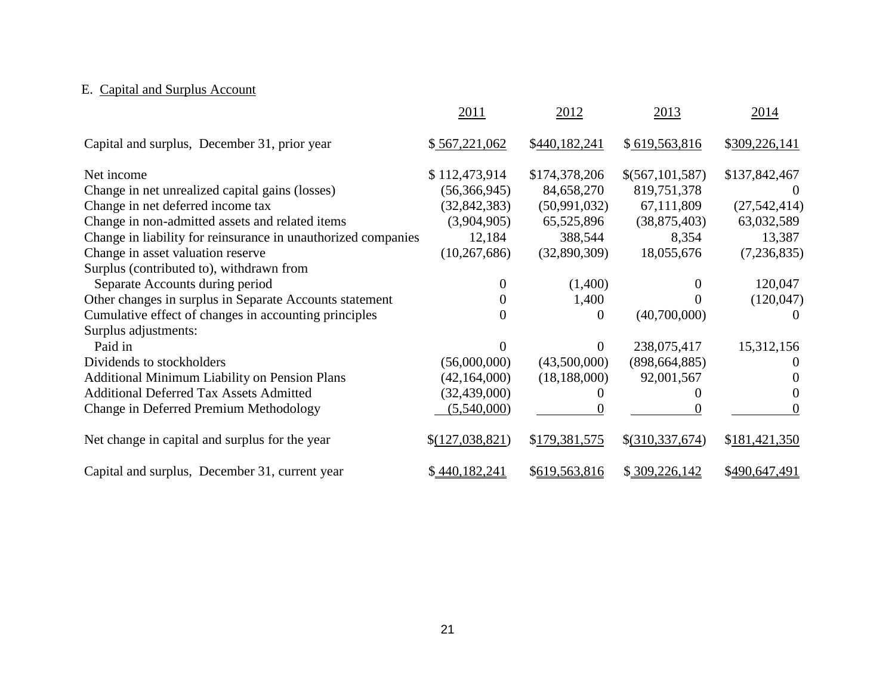E. Capital and Surplus Account

| | 2011 | 2012 | 2013 | 2014 |
|---|---|---|---|---|
| Capital and surplus, December 31, prior year | $ 567,221,062 | $440,182,241 | $ 619,563,816 | $309,226,141 |
| Net income | $ 112,473,914 | $174,378,206 | $(567,101,587) | $137,842,467 |
| Change in net unrealized capital gains (losses) | (56,366,945) | 84,658,270 | 819,751,378 | 0 |
| Change in net deferred income tax | (32,842,383) | (50,991,032) | 67,111,809 | (27,542,414) |
| Change in non-admitted assets and related items | (3,904,905) | 65,525,896 | (38,875,403) | 63,032,589 |
| Change in liability for reinsurance in unauthorized companies | 12,184 | 388,544 | 8,354 | 13,387 |
| Change in asset valuation reserve | (10,267,686) | (32,890,309) | 18,055,676 | (7,236,835) |
| Surplus (contributed to), withdrawn from Separate Accounts during period | 0 | (1,400) | 0 | 120,047 |
| Other changes in surplus in Separate Accounts statement | 0 | 1,400 | 0 | (120,047) |
| Cumulative effect of changes in accounting principles | 0 | 0 | (40,700,000) | 0 |
| Surplus adjustments: | | | | |
| Paid in | 0 | 0 | 238,075,417 | 15,312,156 |
| Dividends to stockholders | (56,000,000) | (43,500,000) | (898,664,885) | 0 |
| Additional Minimum Liability on Pension Plans | (42,164,000) | (18,188,000) | 92,001,567 | 0 |
| Additional Deferred Tax Assets Admitted | (32,439,000) | 0 | 0 | 0 |
| Change in Deferred Premium Methodology | (5,540,000) | 0 | 0 | 0 |
| Net change in capital and surplus for the year | $(127,038,821) | $179,381,575 | $(310,337,674) | $181,421,350 |
| Capital and surplus, December 31, current year | $ 440,182,241 | $619,563,816 | $ 309,226,142 | $490,647,491 |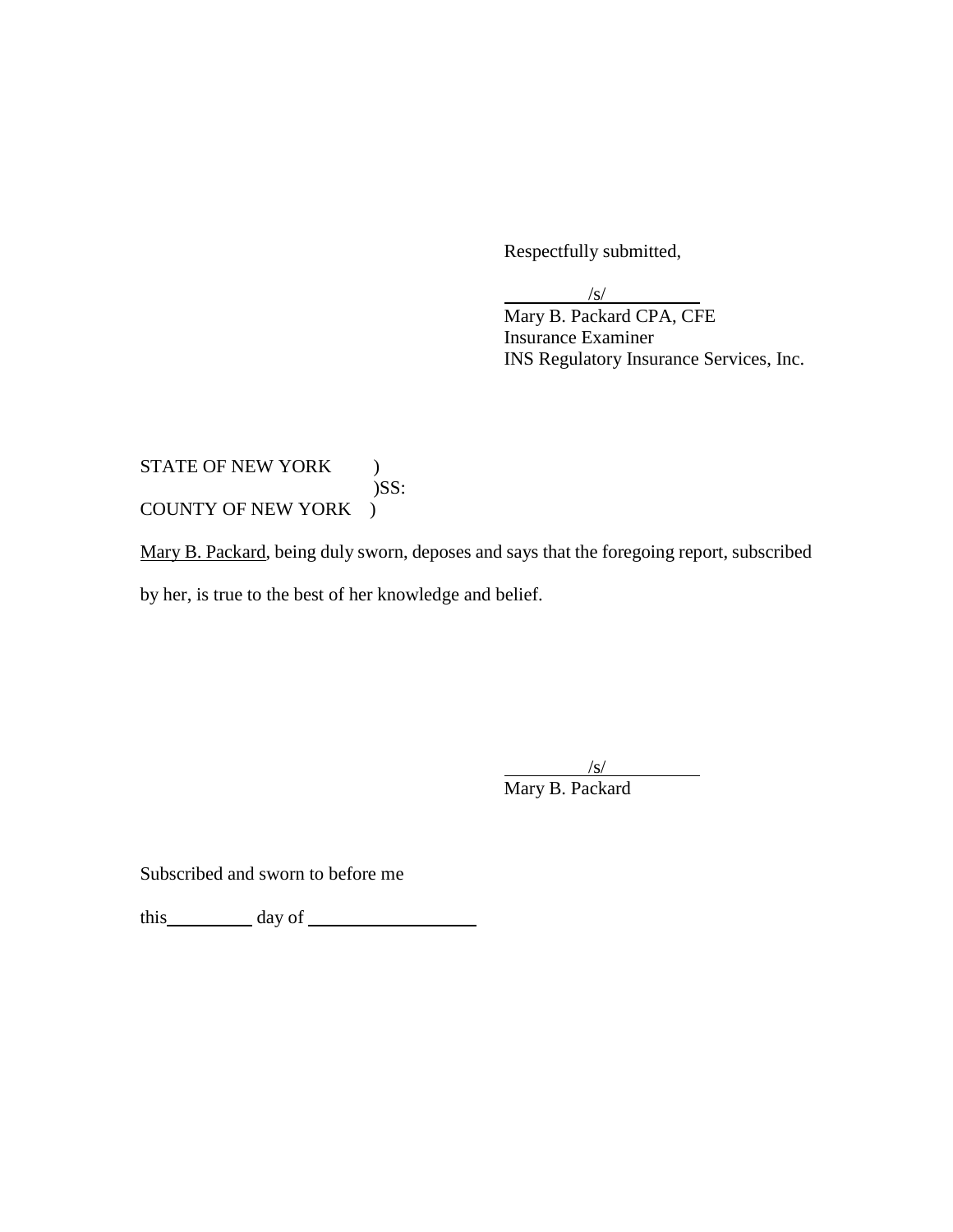Respectfully submitted,

/s/
Mary B. Packard CPA, CFE
Insurance Examiner
INS Regulatory Insurance Services, Inc.

STATE OF NEW YORK )
)SS:
COUNTY OF NEW YORK )

Mary B. Packard, being duly sworn, deposes and says that the foregoing report, subscribed by her, is true to the best of her knowledge and belief.

/s/
Mary B. Packard

Subscribed and sworn to before me

this\_\_\_\_\_\_\_\_\_ day of \_\_\_\_\_\_\_\_\_\_\_\_\_\_\_\_\_\_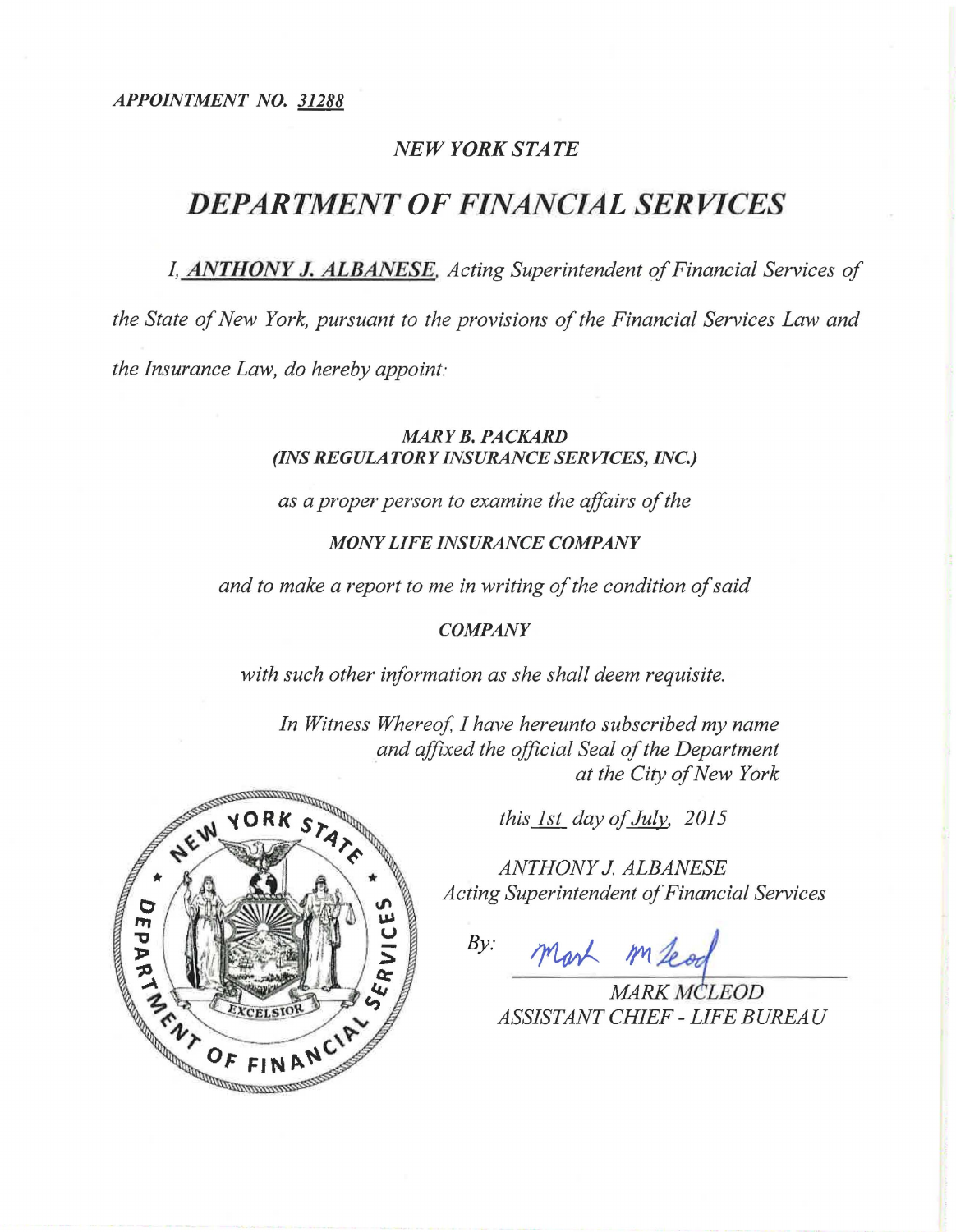*APPOINTMENT NO. 31288*

*NEW YORK STATE*

# *DEPARTMENT OF FINANCIAL SERVICES*

*I, **ANTHONY J. ALBANESE**, Acting Superintendent of Financial Services of the State of New York, pursuant to the provisions of the Financial Services Law and the Insurance Law, do hereby appoint:*

*MARY B. PACKARD*
*(INS REGULATORY INSURANCE SERVICES, INC.)*

*as a proper person to examine the affairs of the*

*MONY LIFE INSURANCE COMPANY*

*and to make a report to me in writing of the condition of said*

*COMPANY*

*with such other information as she shall deem requisite.*

*In Witness Whereof, I have hereunto subscribed my name and affixed the official Seal of the Department at the City of New York*

*this 1st day of July, 2015*

*ANTHONY J. ALBANESE*
*Acting Superintendent of Financial Services*

*By:* Mark McLeod

*MARK MCLEOD*
*ASSISTANT CHIEF - LIFE BUREAU*

NEW YORK STATE DEPARTMENT OF FINANCIAL SERVICES
EXCELSIOR